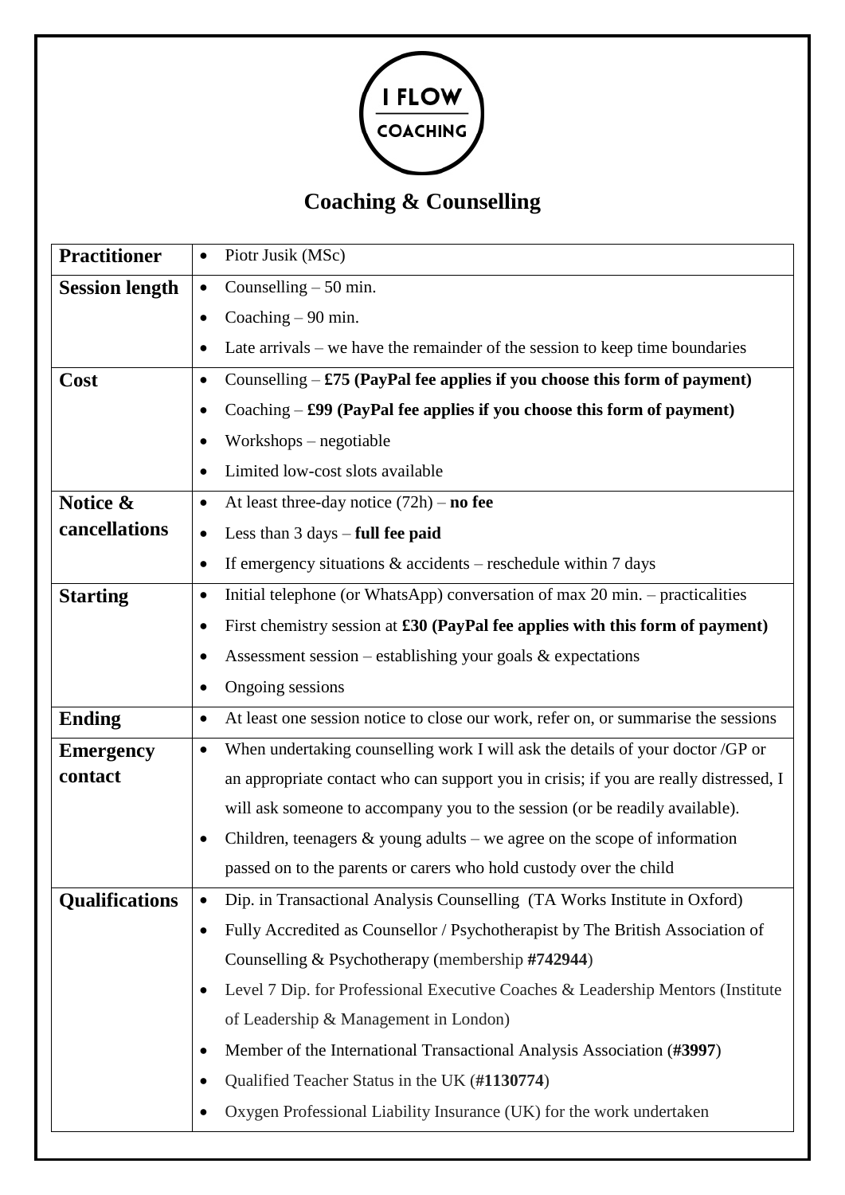I FLOW

COACHING

# Coaching & Counselling

| | |
|---|---|
| **Practitioner** | • Piotr Jusik (MSc) |
| **Session length** | • Counselling – 50 min.<br>• Coaching – 90 min.<br>• Late arrivals – we have the remainder of the session to keep time boundaries |
| **Cost** | • Counselling – **£75 (PayPal fee applies if you choose this form of payment)**<br>• Coaching – **£99 (PayPal fee applies if you choose this form of payment)**<br>• Workshops – negotiable<br>• Limited low-cost slots available |
| **Notice & cancellations** | • At least three-day notice (72h) – **no fee**<br>• Less than 3 days – **full fee paid**<br>• If emergency situations & accidents – reschedule within 7 days |
| **Starting** | • Initial telephone (or WhatsApp) conversation of max 20 min. – practicalities<br>• First chemistry session at **£30 (PayPal fee applies with this form of payment)**<br>• Assessment session – establishing your goals & expectations<br>• Ongoing sessions |
| **Ending** | • At least one session notice to close our work, refer on, or summarise the sessions |
| **Emergency contact** | • When undertaking counselling work I will ask the details of your doctor /GP or an appropriate contact who can support you in crisis; if you are really distressed, I will ask someone to accompany you to the session (or be readily available).<br>• Children, teenagers & young adults – we agree on the scope of information passed on to the parents or carers who hold custody over the child |
| **Qualifications** | • Dip. in Transactional Analysis Counselling (TA Works Institute in Oxford)<br>• Fully Accredited as Counsellor / Psychotherapist by The British Association of Counselling & Psychotherapy (membership **#742944**)<br>• Level 7 Dip. for Professional Executive Coaches & Leadership Mentors (Institute of Leadership & Management in London)<br>• Member of the International Transactional Analysis Association (**#3997**)<br>• Qualified Teacher Status in the UK (**#1130774**)<br>• Oxygen Professional Liability Insurance (UK) for the work undertaken |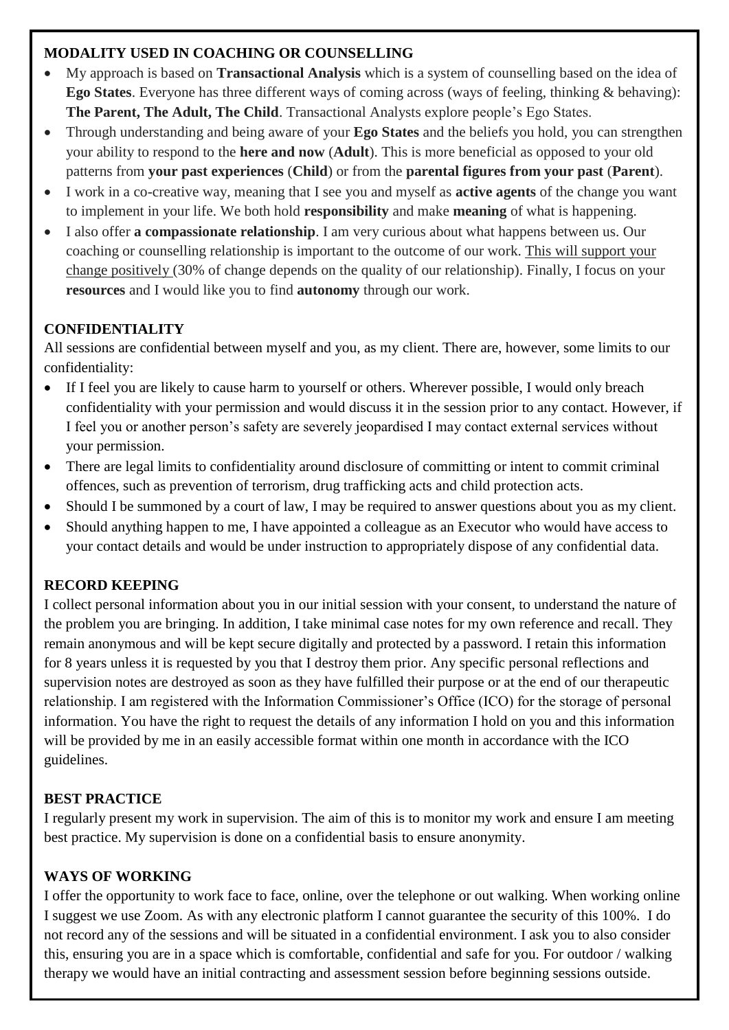## MODALITY USED IN COACHING OR COUNSELLING

- My approach is based on **Transactional Analysis** which is a system of counselling based on the idea of **Ego States**. Everyone has three different ways of coming across (ways of feeling, thinking & behaving): **The Parent, The Adult, The Child**. Transactional Analysts explore people's Ego States.
- Through understanding and being aware of your **Ego States** and the beliefs you hold, you can strengthen your ability to respond to the **here and now** (**Adult**). This is more beneficial as opposed to your old patterns from **your past experiences** (**Child**) or from the **parental figures from your past** (**Parent**).
- I work in a co-creative way, meaning that I see you and myself as **active agents** of the change you want to implement in your life. We both hold **responsibility** and make **meaning** of what is happening.
- I also offer **a compassionate relationship**. I am very curious about what happens between us. Our coaching or counselling relationship is important to the outcome of our work. <u>This will support your change positively</u> (30% of change depends on the quality of our relationship). Finally, I focus on your **resources** and I would like you to find **autonomy** through our work.

## CONFIDENTIALITY

All sessions are confidential between myself and you, as my client. There are, however, some limits to our confidentiality:

- If I feel you are likely to cause harm to yourself or others. Wherever possible, I would only breach confidentiality with your permission and would discuss it in the session prior to any contact. However, if I feel you or another person's safety are severely jeopardised I may contact external services without your permission.
- There are legal limits to confidentiality around disclosure of committing or intent to commit criminal offences, such as prevention of terrorism, drug trafficking acts and child protection acts.
- Should I be summoned by a court of law, I may be required to answer questions about you as my client.
- Should anything happen to me, I have appointed a colleague as an Executor who would have access to your contact details and would be under instruction to appropriately dispose of any confidential data.

## RECORD KEEPING

I collect personal information about you in our initial session with your consent, to understand the nature of the problem you are bringing. In addition, I take minimal case notes for my own reference and recall. They remain anonymous and will be kept secure digitally and protected by a password. I retain this information for 8 years unless it is requested by you that I destroy them prior. Any specific personal reflections and supervision notes are destroyed as soon as they have fulfilled their purpose or at the end of our therapeutic relationship. I am registered with the Information Commissioner's Office (ICO) for the storage of personal information. You have the right to request the details of any information I hold on you and this information will be provided by me in an easily accessible format within one month in accordance with the ICO guidelines.

## BEST PRACTICE

I regularly present my work in supervision. The aim of this is to monitor my work and ensure I am meeting best practice. My supervision is done on a confidential basis to ensure anonymity.

## WAYS OF WORKING

I offer the opportunity to work face to face, online, over the telephone or out walking. When working online I suggest we use Zoom. As with any electronic platform I cannot guarantee the security of this 100%. I do not record any of the sessions and will be situated in a confidential environment. I ask you to also consider this, ensuring you are in a space which is comfortable, confidential and safe for you. For outdoor / walking therapy we would have an initial contracting and assessment session before beginning sessions outside.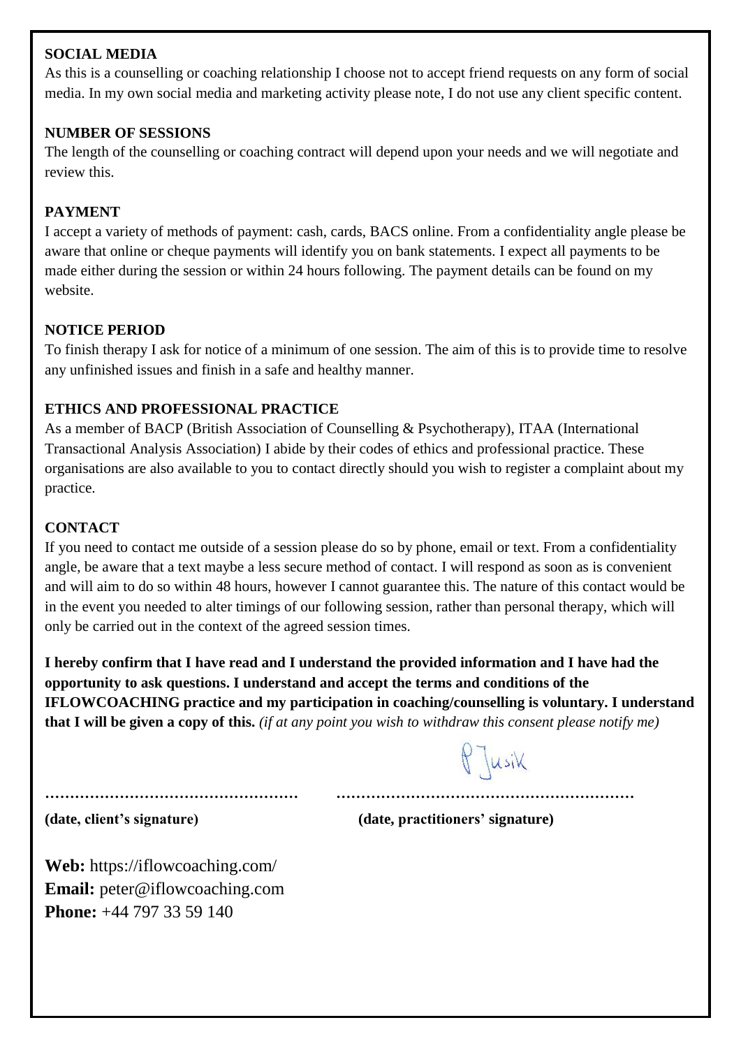**SOCIAL MEDIA**

As this is a counselling or coaching relationship I choose not to accept friend requests on any form of social media. In my own social media and marketing activity please note, I do not use any client specific content.

**NUMBER OF SESSIONS**

The length of the counselling or coaching contract will depend upon your needs and we will negotiate and review this.

**PAYMENT**

I accept a variety of methods of payment: cash, cards, BACS online. From a confidentiality angle please be aware that online or cheque payments will identify you on bank statements. I expect all payments to be made either during the session or within 24 hours following. The payment details can be found on my website.

**NOTICE PERIOD**

To finish therapy I ask for notice of a minimum of one session. The aim of this is to provide time to resolve any unfinished issues and finish in a safe and healthy manner.

**ETHICS AND PROFESSIONAL PRACTICE**

As a member of BACP (British Association of Counselling & Psychotherapy), ITAA (International Transactional Analysis Association) I abide by their codes of ethics and professional practice. These organisations are also available to you to contact directly should you wish to register a complaint about my practice.

**CONTACT**

If you need to contact me outside of a session please do so by phone, email or text. From a confidentiality angle, be aware that a text maybe a less secure method of contact. I will respond as soon as is convenient and will aim to do so within 48 hours, however I cannot guarantee this. The nature of this contact would be in the event you needed to alter timings of our following session, rather than personal therapy, which will only be carried out in the context of the agreed session times.

**I hereby confirm that I have read and I understand the provided information and I have had the opportunity to ask questions. I understand and accept the terms and conditions of the IFLOWCOACHING practice and my participation in coaching/counselling is voluntary. I understand that I will be given a copy of this.** *(if at any point you wish to withdraw this consent please notify me)*

P Jusik

…………………………………………… ……………………………………………………

**(date, client's signature)** **(date, practitioners' signature)**

**Web:** https://iflowcoaching.com/
**Email:** peter@iflowcoaching.com
**Phone:** +44 797 33 59 140